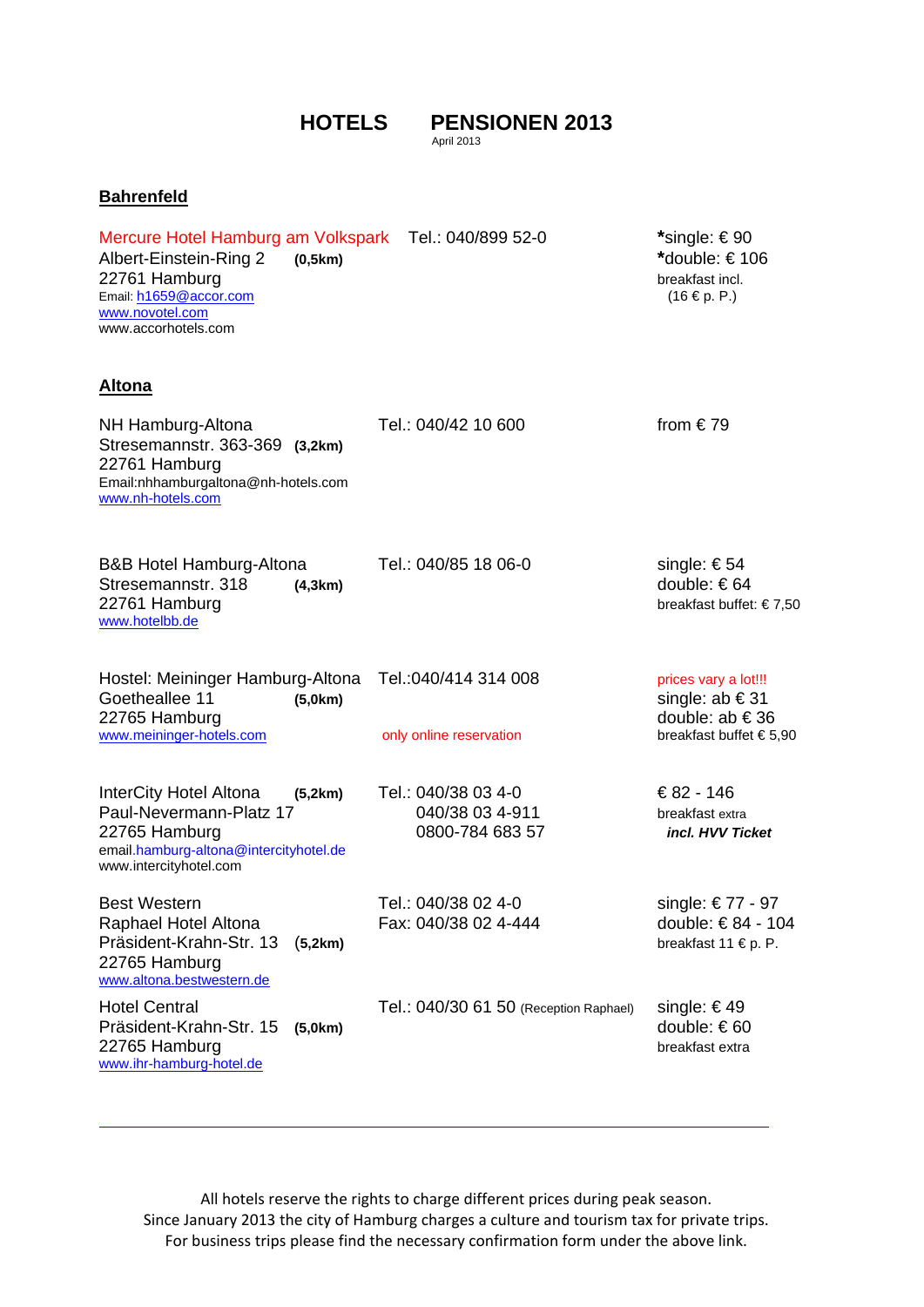# HOTELS PENSIONEN 2013

April 2013

## Bahrenfeld

| Hotel | Contact | Prices |
|---|---|---|
| Mercure Hotel Hamburg am Volkspark<br>Albert-Einstein-Ring 2 **(0,5km)**<br>22761 Hamburg<br>Email: h1659@accor.com<br>www.novotel.com<br>www.accorhotels.com | Tel.: 040/899 52-0 | *single: € 90<br>*double: € 106<br>breakfast incl.<br>(16 € p. P.) |

## Altona

| Hotel | Contact | Prices |
|---|---|---|
| NH Hamburg-Altona<br>Stresemannstr. 363-369 **(3,2km)**<br>22761 Hamburg<br>Email:nhhamburgaltona@nh-hotels.com<br>www.nh-hotels.com | Tel.: 040/42 10 600 | from € 79 |
| B&B Hotel Hamburg-Altona<br>Stresemannstr. 318 **(4,3km)**<br>22761 Hamburg<br>www.hotelbb.de | Tel.: 040/85 18 06-0 | single: € 54<br>double: € 64<br>breakfast buffet: € 7,50 |
| Hostel: Meininger Hamburg-Altona<br>Goetheallee 11 **(5,0km)**<br>22765 Hamburg<br>www.meininger-hotels.com | Tel.:040/414 314 008<br>only online reservation | prices vary a lot!!!<br>single: ab € 31<br>double: ab € 36<br>breakfast buffet € 5,90 |
| InterCity Hotel Altona **(5,2km)**<br>Paul-Nevermann-Platz 17<br>22765 Hamburg<br>email.hamburg-altona@intercityhotel.de<br>www.intercityhotel.com | Tel.: 040/38 03 4-0<br>040/38 03 4-911<br>0800-784 683 57 | € 82 - 146<br>breakfast extra<br>***incl. HVV Ticket*** |
| Best Western<br>Raphael Hotel Altona<br>Präsident-Krahn-Str. 13 **(5,2km)**<br>22765 Hamburg<br>www.altona.bestwestern.de | Tel.: 040/38 02 4-0<br>Fax: 040/38 02 4-444 | single: € 77 - 97<br>double: € 84 - 104<br>breakfast 11 € p. P. |
| Hotel Central<br>Präsident-Krahn-Str. 15 **(5,0km)**<br>22765 Hamburg<br>www.ihr-hamburg-hotel.de | Tel.: 040/30 61 50 (Reception Raphael) | single: € 49<br>double: € 60<br>breakfast extra |

---

All hotels reserve the rights to charge different prices during peak season.
Since January 2013 the city of Hamburg charges a culture and tourism tax for private trips.
For business trips please find the necessary confirmation form under the above link.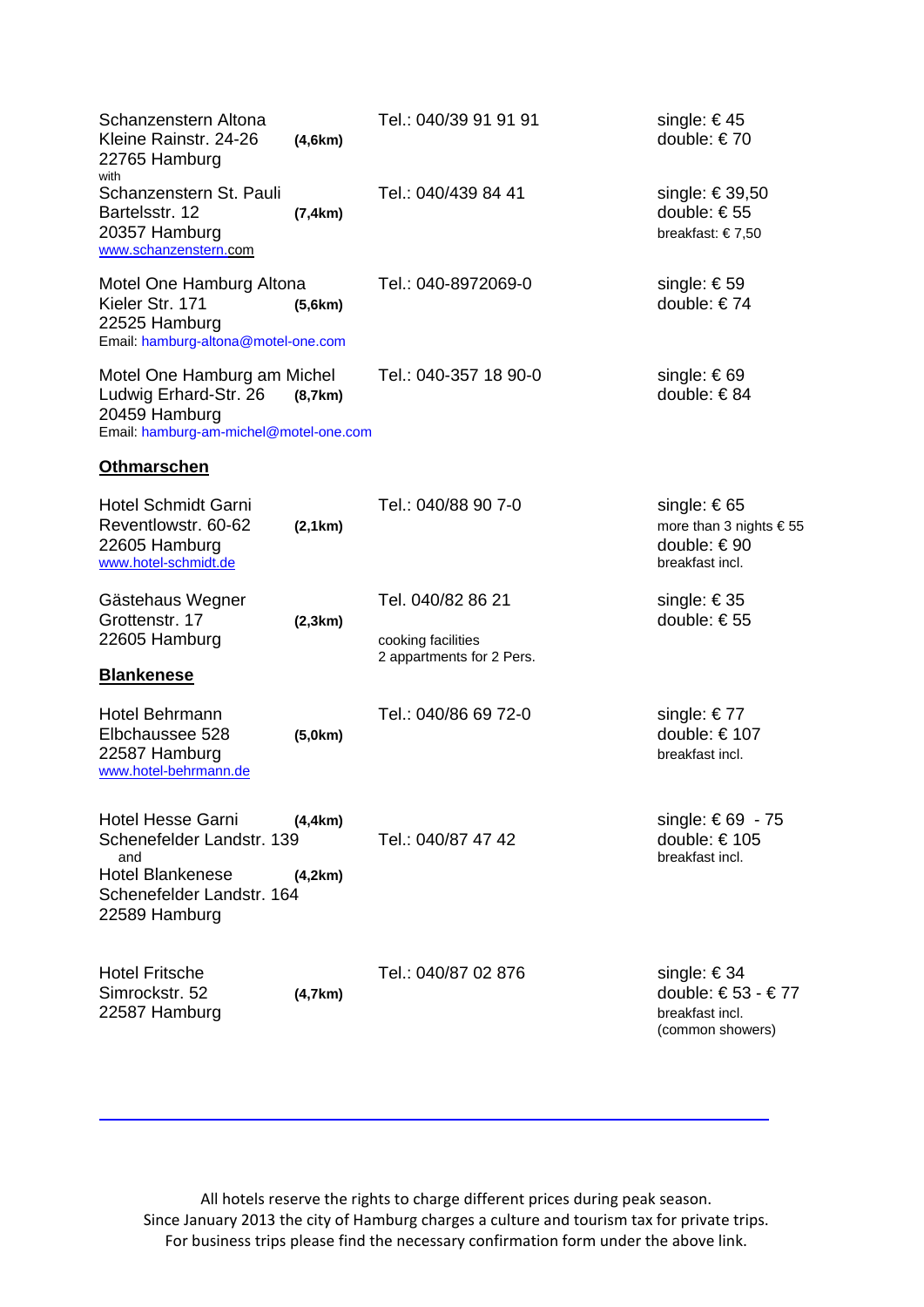| | | |
|---|---|---|
| Schanzenstern Altona<br>Kleine Rainstr. 24-26 **(4,6km)**<br>22765 Hamburg<br>with | Tel.: 040/39 91 91 91 | single: € 45<br>double: € 70 |
| Schanzenstern St. Pauli<br>Bartelsstr. 12 **(7,4km)**<br>20357 Hamburg<br>www.schanzenstern.com | Tel.: 040/439 84 41 | single: € 39,50<br>double: € 55<br>breakfast: € 7,50 |
| Motel One Hamburg Altona<br>Kieler Str. 171 **(5,6km)**<br>22525 Hamburg<br>Email: hamburg-altona@motel-one.com | Tel.: 040-8972069-0 | single: € 59<br>double: € 74 |
| Motel One Hamburg am Michel<br>Ludwig Erhard-Str. 26 **(8,7km)**<br>20459 Hamburg<br>Email: hamburg-am-michel@motel-one.com | Tel.: 040-357 18 90-0 | single: € 69<br>double: € 84 |

**Othmarschen**

| | | |
|---|---|---|
| Hotel Schmidt Garni<br>Reventlowstr. 60-62 **(2,1km)**<br>22605 Hamburg<br>www.hotel-schmidt.de | Tel.: 040/88 90 7-0 | single: € 65<br>more than 3 nights € 55<br>double: € 90<br>breakfast incl. |
| Gästehaus Wegner<br>Grottenstr. 17 **(2,3km)**<br>22605 Hamburg | Tel. 040/82 86 21<br>cooking facilities<br>2 appartments for 2 Pers. | single: € 35<br>double: € 55 |

**Blankenese**

| | | |
|---|---|---|
| Hotel Behrmann<br>Elbchaussee 528 **(5,0km)**<br>22587 Hamburg<br>www.hotel-behrmann.de | Tel.: 040/86 69 72-0 | single: € 77<br>double: € 107<br>breakfast incl. |
| Hotel Hesse Garni **(4,4km)**<br>Schenefelder Landstr. 139<br>and<br>Hotel Blankenese **(4,2km)**<br>Schenefelder Landstr. 164<br>22589 Hamburg | Tel.: 040/87 47 42 | single: € 69 - 75<br>double: € 105<br>breakfast incl. |
| Hotel Fritsche<br>Simrockstr. 52 **(4,7km)**<br>22587 Hamburg | Tel.: 040/87 02 876 | single: € 34<br>double: € 53 - € 77<br>breakfast incl.<br>(common showers) |

All hotels reserve the rights to charge different prices during peak season.
Since January 2013 the city of Hamburg charges a culture and tourism tax for private trips.
For business trips please find the necessary confirmation form under the above link.